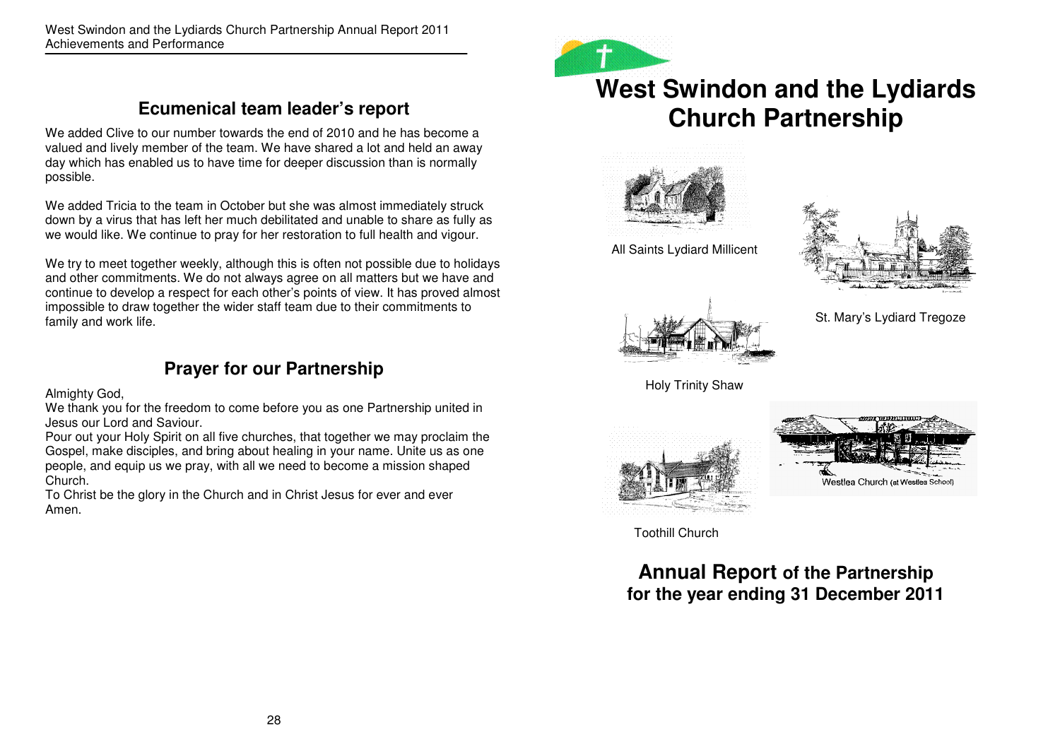## Ecumenical team leader's report

We added Clive to our number towards the end of 2010 and he has become a valued and lively member of the team. We have shared a lot and held an away day which has enabled us to have time for deeper discussion than is normally possible.

We added Tricia to the team in October but she was almost immediately struck down by a virus that has left her much debilitated and unable to share as fully as we would like. We continue to pray for her restoration to full health and vigour.

We try to meet together weekly, although this is often not possible due to holidays and other commitments. We do not always agree on all matters but we have and continue to develop a respect for each other's points of view. It has proved almost impossible to draw together the wider staff team due to their commitments to family and work life.

## Prayer for our Partnership

Almighty God,
We thank you for the freedom to come before you as one Partnership united in Jesus our Lord and Saviour.
Pour out your Holy Spirit on all five churches, that together we may proclaim the Gospel, make disciples, and bring about healing in your name. Unite us as one people, and equip us we pray, with all we need to become a mission shaped Church.
To Christ be the glory in the Church and in Christ Jesus for ever and ever
Amen.

# West Swindon and the Lydiards Church Partnership

All Saints Lydiard Millicent

St. Mary's Lydiard Tregoze

Holy Trinity Shaw

Westlea Church (at Westlea School)

Toothill Church

## Annual Report of the Partnership for the year ending 31 December 2011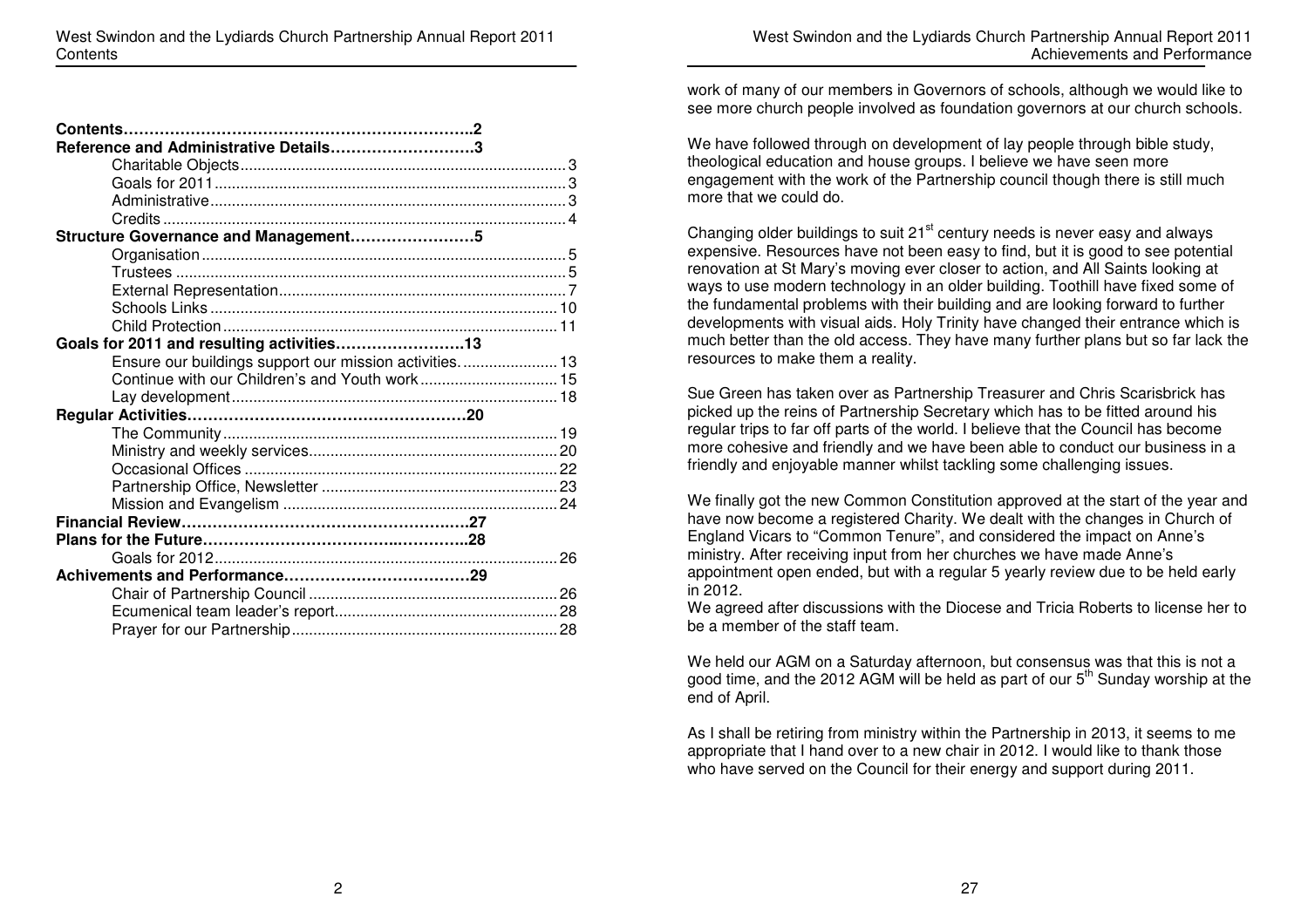| Contents | 2 |
|---|---|
| **Reference and Administrative Details** | **3** |
| Charitable Objects | 3 |
| Goals for 2011 | 3 |
| Administrative | 3 |
| Credits | 4 |
| **Structure Governance and Management** | **5** |
| Organisation | 5 |
| Trustees | 5 |
| External Representation | 7 |
| Schools Links | 10 |
| Child Protection | 11 |
| **Goals for 2011 and resulting activities** | **13** |
| Ensure our buildings support our mission activities. | 13 |
| Continue with our Children's and Youth work | 15 |
| Lay development | 18 |
| **Regular Activities** | **20** |
| The Community | 19 |
| Ministry and weekly services | 20 |
| Occasional Offices | 22 |
| Partnership Office, Newsletter | 23 |
| Mission and Evangelism | 24 |
| **Financial Review** | **27** |
| **Plans for the Future** | **28** |
| Goals for 2012 | 26 |
| **Achivements and Performance** | **29** |
| Chair of Partnership Council | 26 |
| Ecumenical team leader's report | 28 |
| Prayer for our Partnership | 28 |

work of many of our members in Governors of schools, although we would like to see more church people involved as foundation governors at our church schools.

We have followed through on development of lay people through bible study, theological education and house groups. I believe we have seen more engagement with the work of the Partnership council though there is still much more that we could do.

Changing older buildings to suit 21st century needs is never easy and always expensive. Resources have not been easy to find, but it is good to see potential renovation at St Mary's moving ever closer to action, and All Saints looking at ways to use modern technology in an older building. Toothill have fixed some of the fundamental problems with their building and are looking forward to further developments with visual aids. Holy Trinity have changed their entrance which is much better than the old access. They have many further plans but so far lack the resources to make them a reality.

Sue Green has taken over as Partnership Treasurer and Chris Scarisbrick has picked up the reins of Partnership Secretary which has to be fitted around his regular trips to far off parts of the world. I believe that the Council has become more cohesive and friendly and we have been able to conduct our business in a friendly and enjoyable manner whilst tackling some challenging issues.

We finally got the new Common Constitution approved at the start of the year and have now become a registered Charity. We dealt with the changes in Church of England Vicars to "Common Tenure", and considered the impact on Anne's ministry. After receiving input from her churches we have made Anne's appointment open ended, but with a regular 5 yearly review due to be held early in 2012.

We agreed after discussions with the Diocese and Tricia Roberts to license her to be a member of the staff team.

We held our AGM on a Saturday afternoon, but consensus was that this is not a good time, and the 2012 AGM will be held as part of our 5th Sunday worship at the end of April.

As I shall be retiring from ministry within the Partnership in 2013, it seems to me appropriate that I hand over to a new chair in 2012. I would like to thank those who have served on the Council for their energy and support during 2011.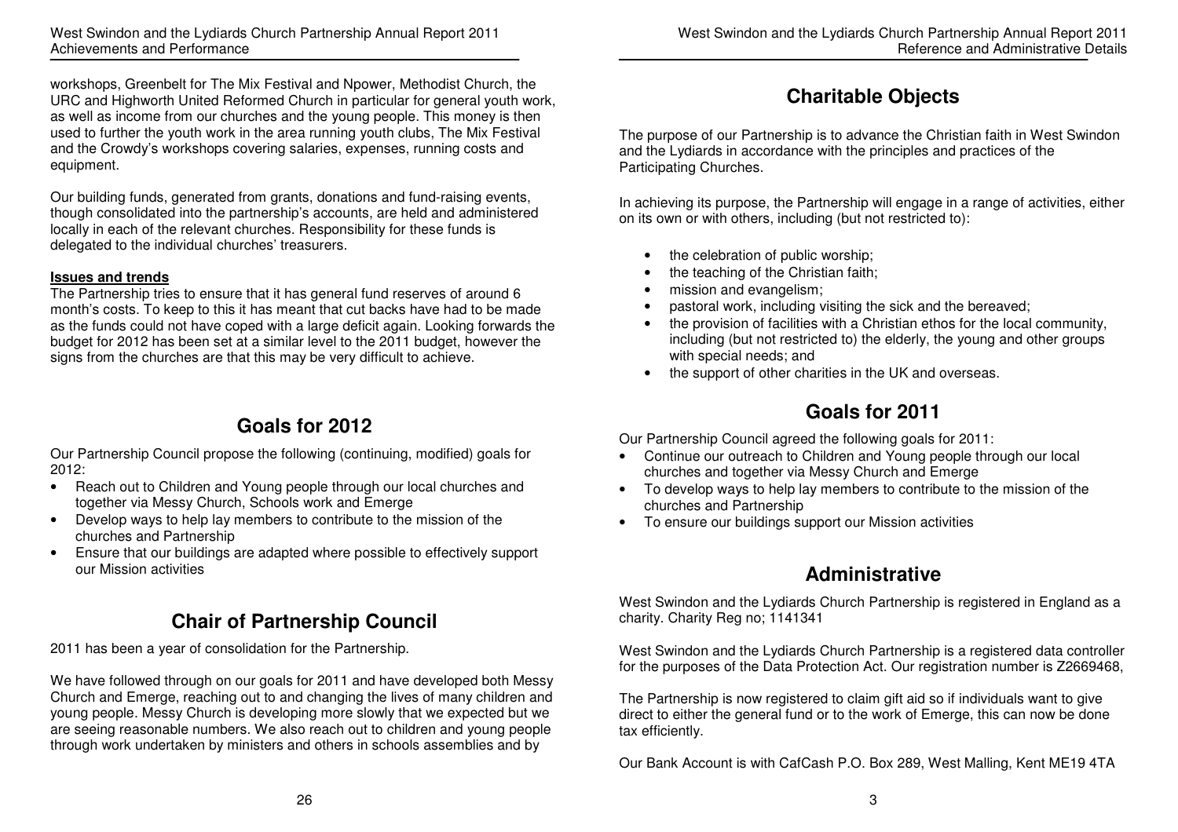workshops, Greenbelt for The Mix Festival and Npower, Methodist Church, the URC and Highworth United Reformed Church in particular for general youth work, as well as income from our churches and the young people. This money is then used to further the youth work in the area running youth clubs, The Mix Festival and the Crowdy's workshops covering salaries, expenses, running costs and equipment.

Our building funds, generated from grants, donations and fund-raising events, though consolidated into the partnership's accounts, are held and administered locally in each of the relevant churches. Responsibility for these funds is delegated to the individual churches' treasurers.

**Issues and trends**

The Partnership tries to ensure that it has general fund reserves of around 6 month's costs. To keep to this it has meant that cut backs have had to be made as the funds could not have coped with a large deficit again. Looking forwards the budget for 2012 has been set at a similar level to the 2011 budget, however the signs from the churches are that this may be very difficult to achieve.

## Goals for 2012

Our Partnership Council propose the following (continuing, modified) goals for 2012:

- Reach out to Children and Young people through our local churches and together via Messy Church, Schools work and Emerge
- Develop ways to help lay members to contribute to the mission of the churches and Partnership
- Ensure that our buildings are adapted where possible to effectively support our Mission activities

## Chair of Partnership Council

2011 has been a year of consolidation for the Partnership.

We have followed through on our goals for 2011 and have developed both Messy Church and Emerge, reaching out to and changing the lives of many children and young people. Messy Church is developing more slowly that we expected but we are seeing reasonable numbers. We also reach out to children and young people through work undertaken by ministers and others in schools assemblies and by

## Charitable Objects

The purpose of our Partnership is to advance the Christian faith in West Swindon and the Lydiards in accordance with the principles and practices of the Participating Churches.

In achieving its purpose, the Partnership will engage in a range of activities, either on its own or with others, including (but not restricted to):

- the celebration of public worship;
- the teaching of the Christian faith;
- mission and evangelism;
- pastoral work, including visiting the sick and the bereaved;
- the provision of facilities with a Christian ethos for the local community, including (but not restricted to) the elderly, the young and other groups with special needs; and
- the support of other charities in the UK and overseas.

## Goals for 2011

Our Partnership Council agreed the following goals for 2011:

- Continue our outreach to Children and Young people through our local churches and together via Messy Church and Emerge
- To develop ways to help lay members to contribute to the mission of the churches and Partnership
- To ensure our buildings support our Mission activities

## Administrative

West Swindon and the Lydiards Church Partnership is registered in England as a charity. Charity Reg no; 1141341

West Swindon and the Lydiards Church Partnership is a registered data controller for the purposes of the Data Protection Act. Our registration number is Z2669468,

The Partnership is now registered to claim gift aid so if individuals want to give direct to either the general fund or to the work of Emerge, this can now be done tax efficiently.

Our Bank Account is with CafCash P.O. Box 289, West Malling, Kent ME19 4TA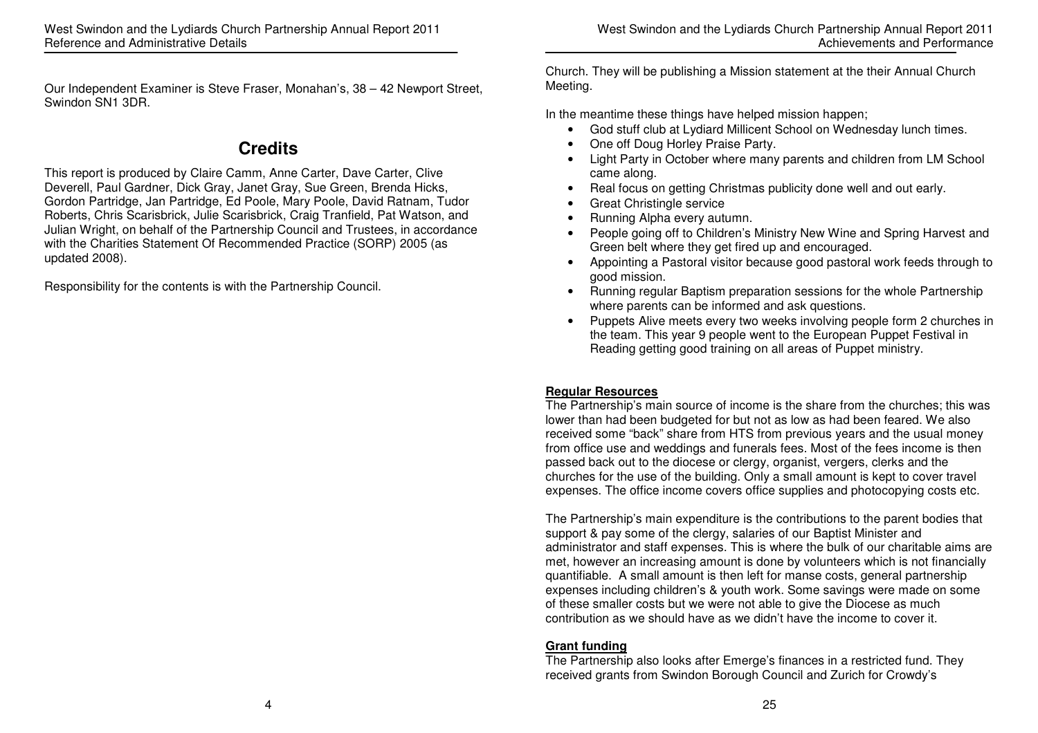Our Independent Examiner is Steve Fraser, Monahan's, 38 – 42 Newport Street, Swindon SN1 3DR.

## Credits

This report is produced by Claire Camm, Anne Carter, Dave Carter, Clive Deverell, Paul Gardner, Dick Gray, Janet Gray, Sue Green, Brenda Hicks, Gordon Partridge, Jan Partridge, Ed Poole, Mary Poole, David Ratnam, Tudor Roberts, Chris Scarisbrick, Julie Scarisbrick, Craig Tranfield, Pat Watson, and Julian Wright, on behalf of the Partnership Council and Trustees, in accordance with the Charities Statement Of Recommended Practice (SORP) 2005 (as updated 2008).

Responsibility for the contents is with the Partnership Council.

Church. They will be publishing a Mission statement at the their Annual Church Meeting.

In the meantime these things have helped mission happen;

- God stuff club at Lydiard Millicent School on Wednesday lunch times.
- One off Doug Horley Praise Party.
- Light Party in October where many parents and children from LM School came along.
- Real focus on getting Christmas publicity done well and out early.
- Great Christingle service
- Running Alpha every autumn.
- People going off to Children's Ministry New Wine and Spring Harvest and Green belt where they get fired up and encouraged.
- Appointing a Pastoral visitor because good pastoral work feeds through to good mission.
- Running regular Baptism preparation sessions for the whole Partnership where parents can be informed and ask questions.
- Puppets Alive meets every two weeks involving people form 2 churches in the team. This year 9 people went to the European Puppet Festival in Reading getting good training on all areas of Puppet ministry.

**Regular Resources**

The Partnership's main source of income is the share from the churches; this was lower than had been budgeted for but not as low as had been feared. We also received some "back" share from HTS from previous years and the usual money from office use and weddings and funerals fees. Most of the fees income is then passed back out to the diocese or clergy, organist, vergers, clerks and the churches for the use of the building. Only a small amount is kept to cover travel expenses. The office income covers office supplies and photocopying costs etc.

The Partnership's main expenditure is the contributions to the parent bodies that support & pay some of the clergy, salaries of our Baptist Minister and administrator and staff expenses. This is where the bulk of our charitable aims are met, however an increasing amount is done by volunteers which is not financially quantifiable. A small amount is then left for manse costs, general partnership expenses including children's & youth work. Some savings were made on some of these smaller costs but we were not able to give the Diocese as much contribution as we should have as we didn't have the income to cover it.

**Grant funding**

The Partnership also looks after Emerge's finances in a restricted fund. They received grants from Swindon Borough Council and Zurich for Crowdy's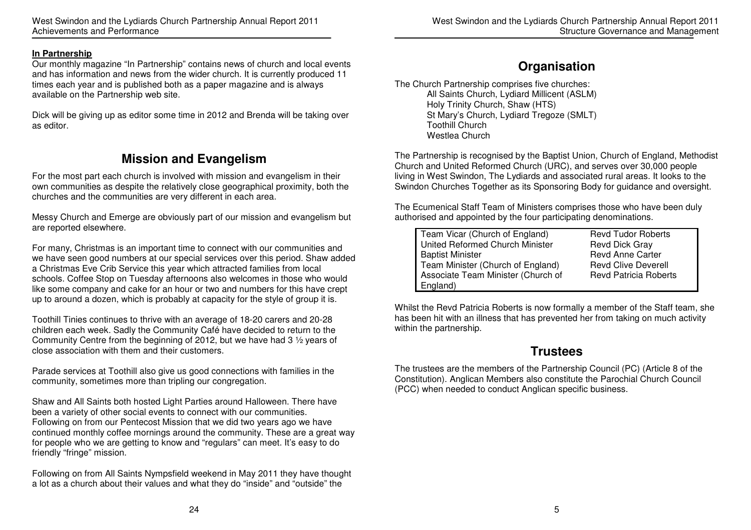### In Partnership

Our monthly magazine "In Partnership" contains news of church and local events and has information and news from the wider church. It is currently produced 11 times each year and is published both as a paper magazine and is always available on the Partnership web site.

Dick will be giving up as editor some time in 2012 and Brenda will be taking over as editor.

## Mission and Evangelism

For the most part each church is involved with mission and evangelism in their own communities as despite the relatively close geographical proximity, both the churches and the communities are very different in each area.

Messy Church and Emerge are obviously part of our mission and evangelism but are reported elsewhere.

For many, Christmas is an important time to connect with our communities and we have seen good numbers at our special services over this period. Shaw added a Christmas Eve Crib Service this year which attracted families from local schools. Coffee Stop on Tuesday afternoons also welcomes in those who would like some company and cake for an hour or two and numbers for this have crept up to around a dozen, which is probably at capacity for the style of group it is.

Toothill Tinies continues to thrive with an average of 18-20 carers and 20-28 children each week. Sadly the Community Café have decided to return to the Community Centre from the beginning of 2012, but we have had 3 ½ years of close association with them and their customers.

Parade services at Toothill also give us good connections with families in the community, sometimes more than tripling our congregation.

Shaw and All Saints both hosted Light Parties around Halloween. There have been a variety of other social events to connect with our communities. Following on from our Pentecost Mission that we did two years ago we have continued monthly coffee mornings around the community. These are a great way for people who we are getting to know and "regulars" can meet. It's easy to do friendly "fringe" mission.

Following on from All Saints Nympsfield weekend in May 2011 they have thought a lot as a church about their values and what they do "inside" and "outside" the

## Organisation

The Church Partnership comprises five churches:

- All Saints Church, Lydiard Millicent (ASLM)
- Holy Trinity Church, Shaw (HTS)
- St Mary's Church, Lydiard Tregoze (SMLT)
- Toothill Church
- Westlea Church

The Partnership is recognised by the Baptist Union, Church of England, Methodist Church and United Reformed Church (URC), and serves over 30,000 people living in West Swindon, The Lydiards and associated rural areas. It looks to the Swindon Churches Together as its Sponsoring Body for guidance and oversight.

The Ecumenical Staff Team of Ministers comprises those who have been duly authorised and appointed by the four participating denominations.

| Role | Name |
|---|---|
| Team Vicar (Church of England) | Revd Tudor Roberts |
| United Reformed Church Minister | Revd Dick Gray |
| Baptist Minister | Revd Anne Carter |
| Team Minister (Church of England) | Revd Clive Deverell |
| Associate Team Minister (Church of England) | Revd Patricia Roberts |

Whilst the Revd Patricia Roberts is now formally a member of the Staff team, she has been hit with an illness that has prevented her from taking on much activity within the partnership.

## Trustees

The trustees are the members of the Partnership Council (PC) (Article 8 of the Constitution). Anglican Members also constitute the Parochial Church Council (PCC) when needed to conduct Anglican specific business.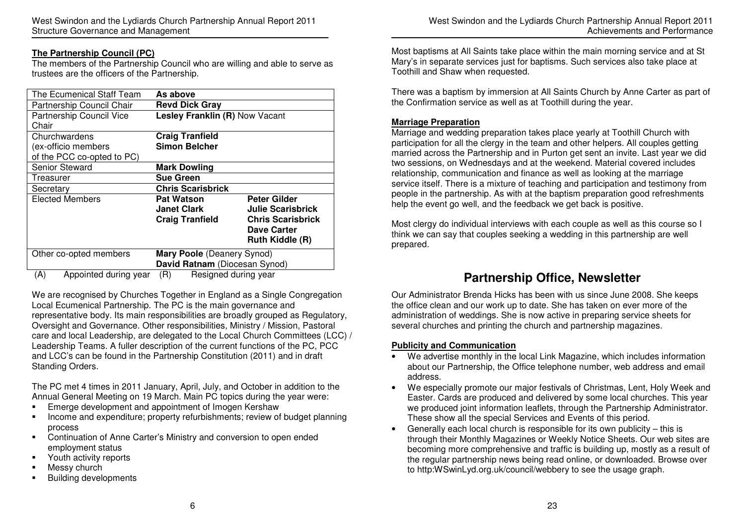### The Partnership Council (PC)

The members of the Partnership Council who are willing and able to serve as trustees are the officers of the Partnership.

| | | |
|---|---|---|
| The Ecumenical Staff Team | **As above** | |
| Partnership Council Chair | **Revd Dick Gray** | |
| Partnership Council Vice Chair | **Lesley Franklin (R)** Now Vacant | |
| Churchwardens (ex-officio members of the PCC co-opted to PC) | **Craig Tranfield**<br>**Simon Belcher** | |
| Senior Steward | **Mark Dowling** | |
| Treasurer | **Sue Green** | |
| Secretary | **Chris Scarisbrick** | |
| Elected Members | **Pat Watson**<br>**Janet Clark**<br>**Craig Tranfield** | **Peter Gilder**<br>**Julie Scarisbrick**<br>**Chris Scarisbrick**<br>**Dave Carter**<br>**Ruth Kiddle (R)** |
| Other co-opted members | **Mary Poole** (Deanery Synod)<br>**David Ratnam** (Diocesan Synod) | |

(A) Appointed during year (R) Resigned during year

We are recognised by Churches Together in England as a Single Congregation Local Ecumenical Partnership. The PC is the main governance and representative body. Its main responsibilities are broadly grouped as Regulatory, Oversight and Governance. Other responsibilities, Ministry / Mission, Pastoral care and local Leadership, are delegated to the Local Church Committees (LCC) / Leadership Teams. A fuller description of the current functions of the PC, PCC and LCC's can be found in the Partnership Constitution (2011) and in draft Standing Orders.

The PC met 4 times in 2011 January, April, July, and October in addition to the Annual General Meeting on 19 March. Main PC topics during the year were:

- Emerge development and appointment of Imogen Kershaw
- Income and expenditure; property refurbishments; review of budget planning process
- Continuation of Anne Carter's Ministry and conversion to open ended employment status
- Youth activity reports
- Messy church
- Building developments

Most baptisms at All Saints take place within the main morning service and at St Mary's in separate services just for baptisms. Such services also take place at Toothill and Shaw when requested.

There was a baptism by immersion at All Saints Church by Anne Carter as part of the Confirmation service as well as at Toothill during the year.

### Marriage Preparation

Marriage and wedding preparation takes place yearly at Toothill Church with participation for all the clergy in the team and other helpers. All couples getting married across the Partnership and in Purton get sent an invite. Last year we did two sessions, on Wednesdays and at the weekend. Material covered includes relationship, communication and finance as well as looking at the marriage service itself. There is a mixture of teaching and participation and testimony from people in the partnership. As with at the baptism preparation good refreshments help the event go well, and the feedback we get back is positive.

Most clergy do individual interviews with each couple as well as this course so I think we can say that couples seeking a wedding in this partnership are well prepared.

## Partnership Office, Newsletter

Our Administrator Brenda Hicks has been with us since June 2008. She keeps the office clean and our work up to date. She has taken on ever more of the administration of weddings. She is now active in preparing service sheets for several churches and printing the church and partnership magazines.

### Publicity and Communication

- We advertise monthly in the local Link Magazine, which includes information about our Partnership, the Office telephone number, web address and email address.
- We especially promote our major festivals of Christmas, Lent, Holy Week and Easter. Cards are produced and delivered by some local churches. This year we produced joint information leaflets, through the Partnership Administrator. These show all the special Services and Events of this period.
- Generally each local church is responsible for its own publicity – this is through their Monthly Magazines or Weekly Notice Sheets. Our web sites are becoming more comprehensive and traffic is building up, mostly as a result of the regular partnership news being read online, or downloaded. Browse over to http:WSwinLyd.org.uk/council/webbery to see the usage graph.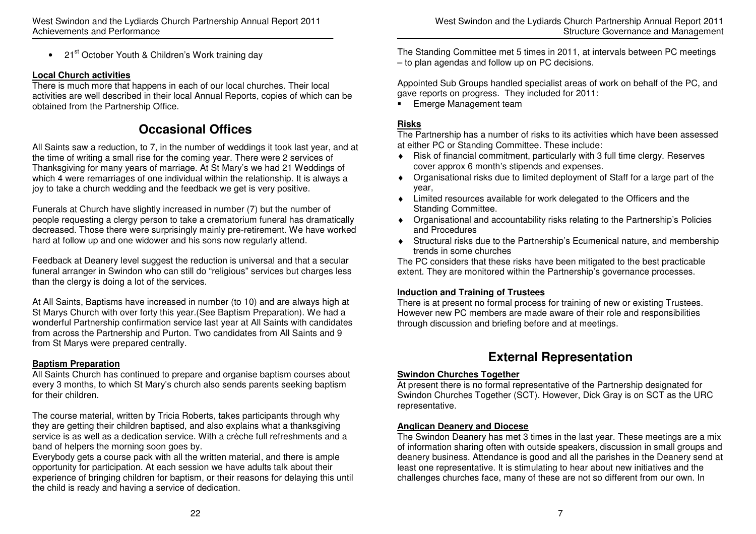- 21st October Youth & Children's Work training day

**Local Church activities**

There is much more that happens in each of our local churches. Their local activities are well described in their local Annual Reports, copies of which can be obtained from the Partnership Office.

## Occasional Offices

All Saints saw a reduction, to 7, in the number of weddings it took last year, and at the time of writing a small rise for the coming year. There were 2 services of Thanksgiving for many years of marriage. At St Mary's we had 21 Weddings of which 4 were remarriages of one individual within the relationship. It is always a joy to take a church wedding and the feedback we get is very positive.

Funerals at Church have slightly increased in number (7) but the number of people requesting a clergy person to take a crematorium funeral has dramatically decreased. Those there were surprisingly mainly pre-retirement. We have worked hard at follow up and one widower and his sons now regularly attend.

Feedback at Deanery level suggest the reduction is universal and that a secular funeral arranger in Swindon who can still do "religious" services but charges less than the clergy is doing a lot of the services.

At All Saints, Baptisms have increased in number (to 10) and are always high at St Marys Church with over forty this year.(See Baptism Preparation). We had a wonderful Partnership confirmation service last year at All Saints with candidates from across the Partnership and Purton. Two candidates from All Saints and 9 from St Marys were prepared centrally.

**Baptism Preparation**

All Saints Church has continued to prepare and organise baptism courses about every 3 months, to which St Mary's church also sends parents seeking baptism for their children.

The course material, written by Tricia Roberts, takes participants through why they are getting their children baptised, and also explains what a thanksgiving service is as well as a dedication service. With a crèche full refreshments and a band of helpers the morning soon goes by.

Everybody gets a course pack with all the written material, and there is ample opportunity for participation. At each session we have adults talk about their experience of bringing children for baptism, or their reasons for delaying this until the child is ready and having a service of dedication.

The Standing Committee met 5 times in 2011, at intervals between PC meetings – to plan agendas and follow up on PC decisions.

Appointed Sub Groups handled specialist areas of work on behalf of the PC, and gave reports on progress. They included for 2011:

- Emerge Management team

**Risks**

The Partnership has a number of risks to its activities which have been assessed at either PC or Standing Committee. These include:

- Risk of financial commitment, particularly with 3 full time clergy. Reserves cover approx 6 month's stipends and expenses.
- Organisational risks due to limited deployment of Staff for a large part of the year,
- Limited resources available for work delegated to the Officers and the Standing Committee.
- Organisational and accountability risks relating to the Partnership's Policies and Procedures
- Structural risks due to the Partnership's Ecumenical nature, and membership trends in some churches

The PC considers that these risks have been mitigated to the best practicable extent. They are monitored within the Partnership's governance processes.

**Induction and Training of Trustees**

There is at present no formal process for training of new or existing Trustees. However new PC members are made aware of their role and responsibilities through discussion and briefing before and at meetings.

## External Representation

**Swindon Churches Together**

At present there is no formal representative of the Partnership designated for Swindon Churches Together (SCT). However, Dick Gray is on SCT as the URC representative.

**Anglican Deanery and Diocese**

The Swindon Deanery has met 3 times in the last year. These meetings are a mix of information sharing often with outside speakers, discussion in small groups and deanery business. Attendance is good and all the parishes in the Deanery send at least one representative. It is stimulating to hear about new initiatives and the challenges churches face, many of these are not so different from our own. In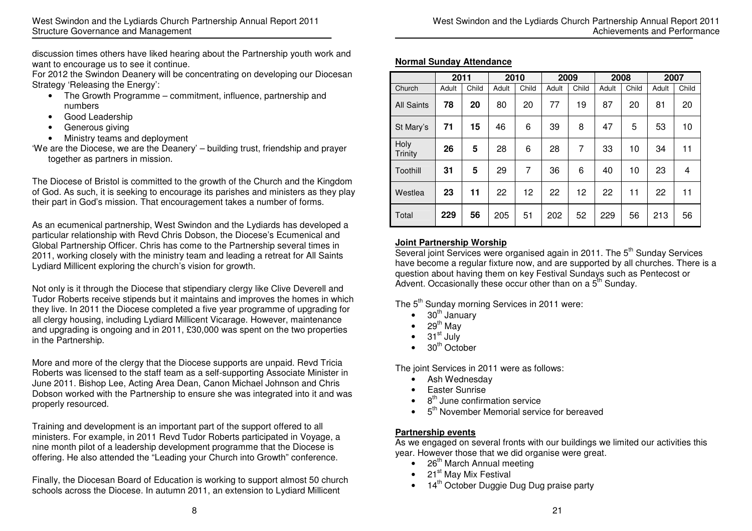discussion times others have liked hearing about the Partnership youth work and want to encourage us to see it continue.

For 2012 the Swindon Deanery will be concentrating on developing our Diocesan Strategy 'Releasing the Energy':

- The Growth Programme – commitment, influence, partnership and numbers
- Good Leadership
- Generous giving
- Ministry teams and deployment

'We are the Diocese, we are the Deanery' – building trust, friendship and prayer together as partners in mission.

The Diocese of Bristol is committed to the growth of the Church and the Kingdom of God. As such, it is seeking to encourage its parishes and ministers as they play their part in God's mission. That encouragement takes a number of forms.

As an ecumenical partnership, West Swindon and the Lydiards has developed a particular relationship with Revd Chris Dobson, the Diocese's Ecumenical and Global Partnership Officer. Chris has come to the Partnership several times in 2011, working closely with the ministry team and leading a retreat for All Saints Lydiard Millicent exploring the church's vision for growth.

Not only is it through the Diocese that stipendiary clergy like Clive Deverell and Tudor Roberts receive stipends but it maintains and improves the homes in which they live. In 2011 the Diocese completed a five year programme of upgrading for all clergy housing, including Lydiard Millicent Vicarage. However, maintenance and upgrading is ongoing and in 2011, £30,000 was spent on the two properties in the Partnership.

More and more of the clergy that the Diocese supports are unpaid. Revd Tricia Roberts was licensed to the staff team as a self-supporting Associate Minister in June 2011. Bishop Lee, Acting Area Dean, Canon Michael Johnson and Chris Dobson worked with the Partnership to ensure she was integrated into it and was properly resourced.

Training and development is an important part of the support offered to all ministers. For example, in 2011 Revd Tudor Roberts participated in Voyage, a nine month pilot of a leadership development programme that the Diocese is offering. He also attended the "Leading your Church into Growth" conference.

Finally, the Diocesan Board of Education is working to support almost 50 church schools across the Diocese. In autumn 2011, an extension to Lydiard Millicent

**Normal Sunday Attendance**

| | 2011 | | 2010 | | 2009 | | 2008 | | 2007 | |
|---|---|---|---|---|---|---|---|---|---|---|
| Church | Adult | Child | Adult | Child | Adult | Child | Adult | Child | Adult | Child |
| All Saints | **78** | **20** | 80 | 20 | 77 | 19 | 87 | 20 | 81 | 20 |
| St Mary's | **71** | **15** | 46 | 6 | 39 | 8 | 47 | 5 | 53 | 10 |
| Holy Trinity | **26** | **5** | 28 | 6 | 28 | 7 | 33 | 10 | 34 | 11 |
| Toothill | **31** | **5** | 29 | 7 | 36 | 6 | 40 | 10 | 23 | 4 |
| Westlea | **23** | **11** | 22 | 12 | 22 | 12 | 22 | 11 | 22 | 11 |
| Total | **229** | **56** | 205 | 51 | 202 | 52 | 229 | 56 | 213 | 56 |

**Joint Partnership Worship**

Several joint Services were organised again in 2011. The 5th Sunday Services have become a regular fixture now, and are supported by all churches. There is a question about having them on key Festival Sundays such as Pentecost or Advent. Occasionally these occur other than on a 5th Sunday.

The 5th Sunday morning Services in 2011 were:

- 30th January
- 29th May
- 31st July
- 30th October

The joint Services in 2011 were as follows:

- Ash Wednesday
- Easter Sunrise
- 8th June confirmation service
- 5th November Memorial service for bereaved

**Partnership events**

As we engaged on several fronts with our buildings we limited our activities this year. However those that we did organise were great.

- 26th March Annual meeting
- 21st May Mix Festival
- 14th October Duggie Dug Dug praise party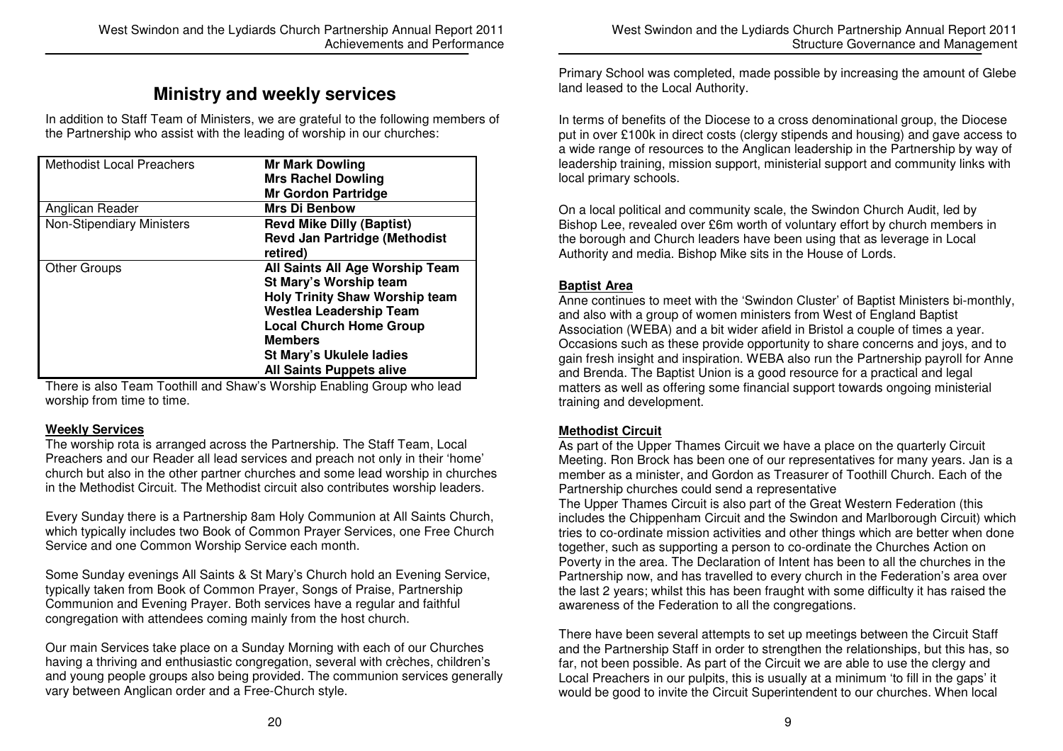# Ministry and weekly services

In addition to Staff Team of Ministers, we are grateful to the following members of the Partnership who assist with the leading of worship in our churches:

| | |
|---|---|
| Methodist Local Preachers | **Mr Mark Dowling**<br>**Mrs Rachel Dowling**<br>**Mr Gordon Partridge** |
| Anglican Reader | **Mrs Di Benbow** |
| Non-Stipendiary Ministers | **Revd Mike Dilly (Baptist)**<br>**Revd Jan Partridge (Methodist retired)** |
| Other Groups | **All Saints All Age Worship Team**<br>**St Mary's Worship team**<br>**Holy Trinity Shaw Worship team**<br>**Westlea Leadership Team**<br>**Local Church Home Group Members**<br>**St Mary's Ukulele ladies**<br>**All Saints Puppets alive** |

There is also Team Toothill and Shaw's Worship Enabling Group who lead worship from time to time.

**Weekly Services**

The worship rota is arranged across the Partnership. The Staff Team, Local Preachers and our Reader all lead services and preach not only in their 'home' church but also in the other partner churches and some lead worship in churches in the Methodist Circuit. The Methodist circuit also contributes worship leaders.

Every Sunday there is a Partnership 8am Holy Communion at All Saints Church, which typically includes two Book of Common Prayer Services, one Free Church Service and one Common Worship Service each month.

Some Sunday evenings All Saints & St Mary's Church hold an Evening Service, typically taken from Book of Common Prayer, Songs of Praise, Partnership Communion and Evening Prayer. Both services have a regular and faithful congregation with attendees coming mainly from the host church.

Our main Services take place on a Sunday Morning with each of our Churches having a thriving and enthusiastic congregation, several with crèches, children's and young people groups also being provided. The communion services generally vary between Anglican order and a Free-Church style.

Primary School was completed, made possible by increasing the amount of Glebe land leased to the Local Authority.

In terms of benefits of the Diocese to a cross denominational group, the Diocese put in over £100k in direct costs (clergy stipends and housing) and gave access to a wide range of resources to the Anglican leadership in the Partnership by way of leadership training, mission support, ministerial support and community links with local primary schools.

On a local political and community scale, the Swindon Church Audit, led by Bishop Lee, revealed over £6m worth of voluntary effort by church members in the borough and Church leaders have been using that as leverage in Local Authority and media. Bishop Mike sits in the House of Lords.

**Baptist Area**

Anne continues to meet with the 'Swindon Cluster' of Baptist Ministers bi-monthly, and also with a group of women ministers from West of England Baptist Association (WEBA) and a bit wider afield in Bristol a couple of times a year. Occasions such as these provide opportunity to share concerns and joys, and to gain fresh insight and inspiration. WEBA also run the Partnership payroll for Anne and Brenda. The Baptist Union is a good resource for a practical and legal matters as well as offering some financial support towards ongoing ministerial training and development.

**Methodist Circuit**

As part of the Upper Thames Circuit we have a place on the quarterly Circuit Meeting. Ron Brock has been one of our representatives for many years. Jan is a member as a minister, and Gordon as Treasurer of Toothill Church. Each of the Partnership churches could send a representative

The Upper Thames Circuit is also part of the Great Western Federation (this includes the Chippenham Circuit and the Swindon and Marlborough Circuit) which tries to co-ordinate mission activities and other things which are better when done together, such as supporting a person to co-ordinate the Churches Action on Poverty in the area. The Declaration of Intent has been to all the churches in the Partnership now, and has travelled to every church in the Federation's area over the last 2 years; whilst this has been fraught with some difficulty it has raised the awareness of the Federation to all the congregations.

There have been several attempts to set up meetings between the Circuit Staff and the Partnership Staff in order to strengthen the relationships, but this has, so far, not been possible. As part of the Circuit we are able to use the clergy and Local Preachers in our pulpits, this is usually at a minimum 'to fill in the gaps' it would be good to invite the Circuit Superintendent to our churches. When local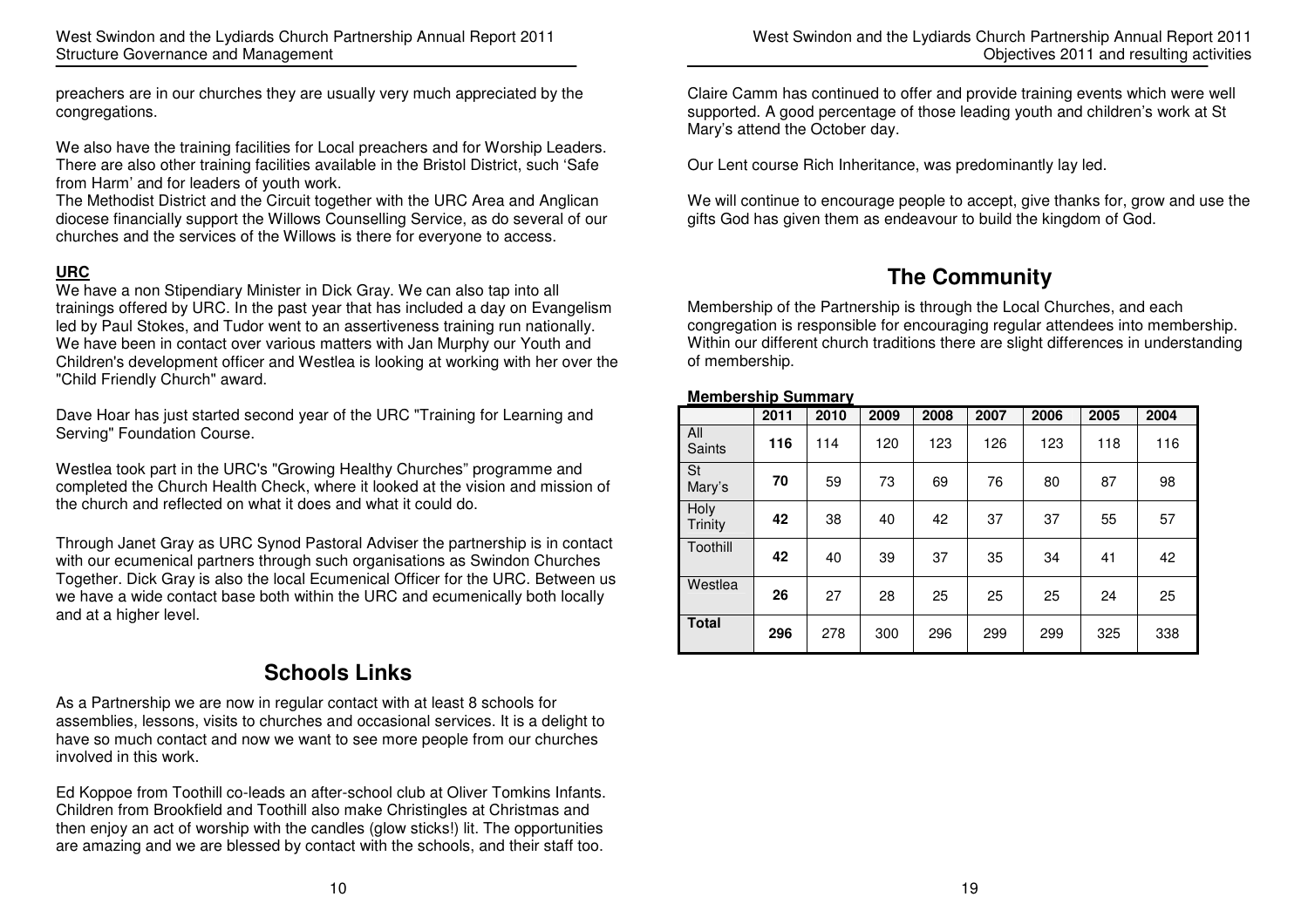preachers are in our churches they are usually very much appreciated by the congregations.

We also have the training facilities for Local preachers and for Worship Leaders. There are also other training facilities available in the Bristol District, such 'Safe from Harm' and for leaders of youth work.
The Methodist District and the Circuit together with the URC Area and Anglican diocese financially support the Willows Counselling Service, as do several of our churches and the services of the Willows is there for everyone to access.

**URC**
We have a non Stipendiary Minister in Dick Gray. We can also tap into all trainings offered by URC. In the past year that has included a day on Evangelism led by Paul Stokes, and Tudor went to an assertiveness training run nationally. We have been in contact over various matters with Jan Murphy our Youth and Children's development officer and Westlea is looking at working with her over the "Child Friendly Church" award.

Dave Hoar has just started second year of the URC "Training for Learning and Serving" Foundation Course.

Westlea took part in the URC's "Growing Healthy Churches" programme and completed the Church Health Check, where it looked at the vision and mission of the church and reflected on what it does and what it could do.

Through Janet Gray as URC Synod Pastoral Adviser the partnership is in contact with our ecumenical partners through such organisations as Swindon Churches Together. Dick Gray is also the local Ecumenical Officer for the URC. Between us we have a wide contact base both within the URC and ecumenically both locally and at a higher level.

## Schools Links

As a Partnership we are now in regular contact with at least 8 schools for assemblies, lessons, visits to churches and occasional services. It is a delight to have so much contact and now we want to see more people from our churches involved in this work.

Ed Koppoe from Toothill co-leads an after-school club at Oliver Tomkins Infants. Children from Brookfield and Toothill also make Christingles at Christmas and then enjoy an act of worship with the candles (glow sticks!) lit. The opportunities are amazing and we are blessed by contact with the schools, and their staff too.

Claire Camm has continued to offer and provide training events which were well supported. A good percentage of those leading youth and children's work at St Mary's attend the October day.

Our Lent course Rich Inheritance, was predominantly lay led.

We will continue to encourage people to accept, give thanks for, grow and use the gifts God has given them as endeavour to build the kingdom of God.

## The Community

Membership of the Partnership is through the Local Churches, and each congregation is responsible for encouraging regular attendees into membership. Within our different church traditions there are slight differences in understanding of membership.

**Membership Summary**

| | 2011 | 2010 | 2009 | 2008 | 2007 | 2006 | 2005 | 2004 |
|---|---|---|---|---|---|---|---|---|
| All Saints | **116** | 114 | 120 | 123 | 126 | 123 | 118 | 116 |
| St Mary's | **70** | 59 | 73 | 69 | 76 | 80 | 87 | 98 |
| Holy Trinity | **42** | 38 | 40 | 42 | 37 | 37 | 55 | 57 |
| Toothill | **42** | 40 | 39 | 37 | 35 | 34 | 41 | 42 |
| Westlea | **26** | 27 | 28 | 25 | 25 | 25 | 24 | 25 |
| **Total** | **296** | 278 | 300 | 296 | 299 | 299 | 325 | 338 |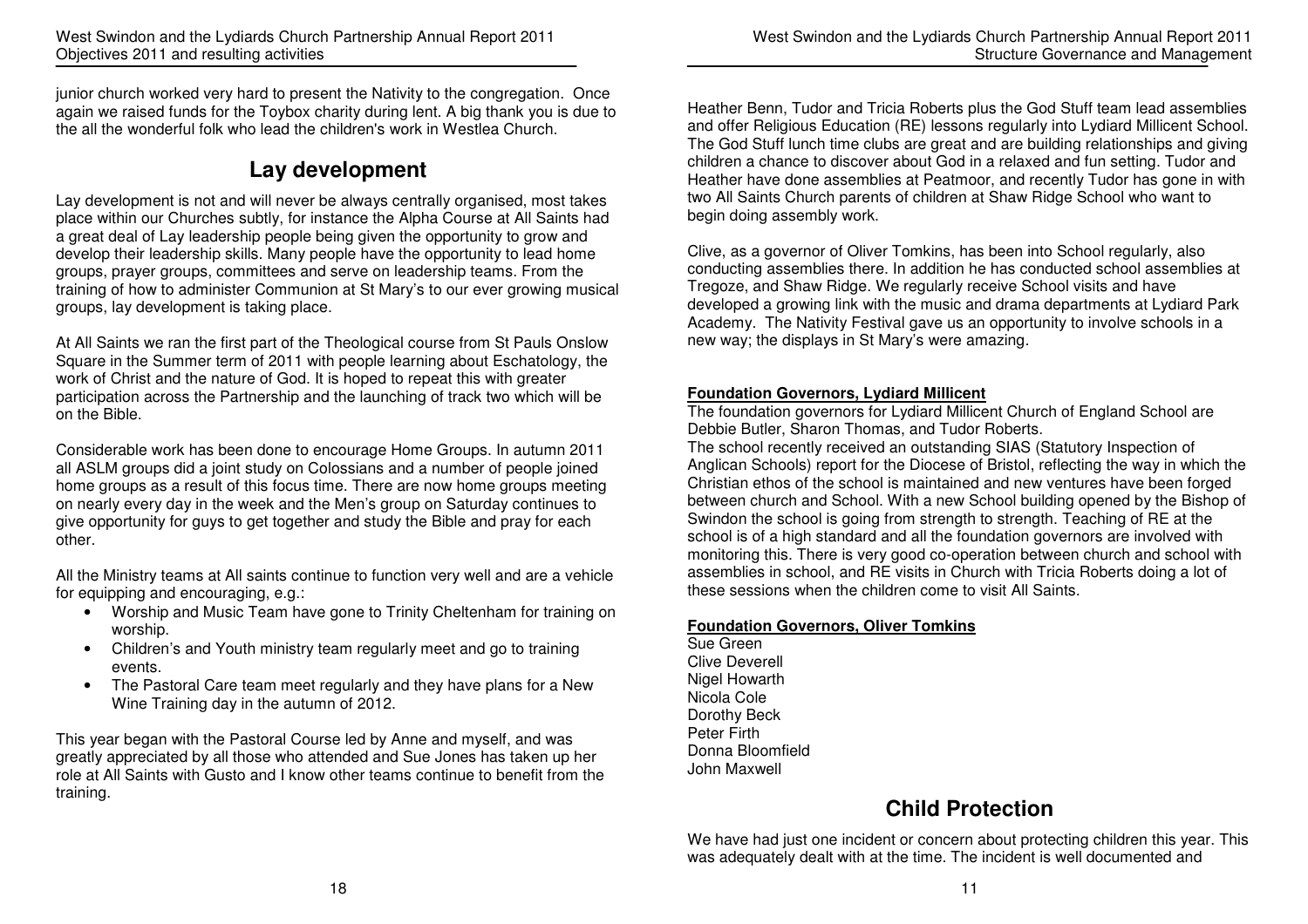junior church worked very hard to present the Nativity to the congregation. Once again we raised funds for the Toybox charity during lent. A big thank you is due to the all the wonderful folk who lead the children's work in Westlea Church.

## Lay development

Lay development is not and will never be always centrally organised, most takes place within our Churches subtly, for instance the Alpha Course at All Saints had a great deal of Lay leadership people being given the opportunity to grow and develop their leadership skills. Many people have the opportunity to lead home groups, prayer groups, committees and serve on leadership teams. From the training of how to administer Communion at St Mary's to our ever growing musical groups, lay development is taking place.

At All Saints we ran the first part of the Theological course from St Pauls Onslow Square in the Summer term of 2011 with people learning about Eschatology, the work of Christ and the nature of God. It is hoped to repeat this with greater participation across the Partnership and the launching of track two which will be on the Bible.

Considerable work has been done to encourage Home Groups. In autumn 2011 all ASLM groups did a joint study on Colossians and a number of people joined home groups as a result of this focus time. There are now home groups meeting on nearly every day in the week and the Men's group on Saturday continues to give opportunity for guys to get together and study the Bible and pray for each other.

All the Ministry teams at All saints continue to function very well and are a vehicle for equipping and encouraging, e.g.:

- Worship and Music Team have gone to Trinity Cheltenham for training on worship.
- Children's and Youth ministry team regularly meet and go to training events.
- The Pastoral Care team meet regularly and they have plans for a New Wine Training day in the autumn of 2012.

This year began with the Pastoral Course led by Anne and myself, and was greatly appreciated by all those who attended and Sue Jones has taken up her role at All Saints with Gusto and I know other teams continue to benefit from the training.

Heather Benn, Tudor and Tricia Roberts plus the God Stuff team lead assemblies and offer Religious Education (RE) lessons regularly into Lydiard Millicent School. The God Stuff lunch time clubs are great and are building relationships and giving children a chance to discover about God in a relaxed and fun setting. Tudor and Heather have done assemblies at Peatmoor, and recently Tudor has gone in with two All Saints Church parents of children at Shaw Ridge School who want to begin doing assembly work.

Clive, as a governor of Oliver Tomkins, has been into School regularly, also conducting assemblies there. In addition he has conducted school assemblies at Tregoze, and Shaw Ridge. We regularly receive School visits and have developed a growing link with the music and drama departments at Lydiard Park Academy. The Nativity Festival gave us an opportunity to involve schools in a new way; the displays in St Mary's were amazing.

**Foundation Governors, Lydiard Millicent**

The foundation governors for Lydiard Millicent Church of England School are Debbie Butler, Sharon Thomas, and Tudor Roberts.

The school recently received an outstanding SIAS (Statutory Inspection of Anglican Schools) report for the Diocese of Bristol, reflecting the way in which the Christian ethos of the school is maintained and new ventures have been forged between church and School. With a new School building opened by the Bishop of Swindon the school is going from strength to strength. Teaching of RE at the school is of a high standard and all the foundation governors are involved with monitoring this. There is very good co-operation between church and school with assemblies in school, and RE visits in Church with Tricia Roberts doing a lot of these sessions when the children come to visit All Saints.

**Foundation Governors, Oliver Tomkins**

Sue Green
Clive Deverell
Nigel Howarth
Nicola Cole
Dorothy Beck
Peter Firth
Donna Bloomfield
John Maxwell

## Child Protection

We have had just one incident or concern about protecting children this year. This was adequately dealt with at the time. The incident is well documented and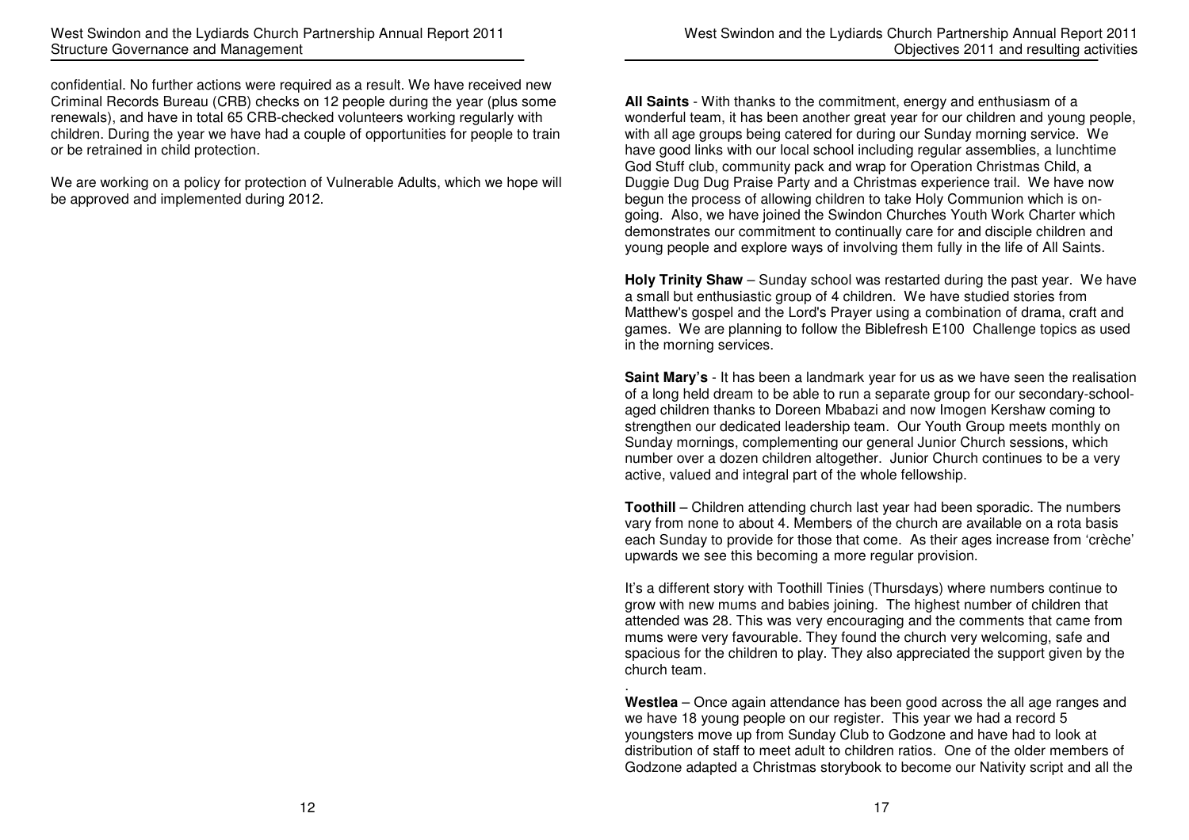confidential. No further actions were required as a result. We have received new Criminal Records Bureau (CRB) checks on 12 people during the year (plus some renewals), and have in total 65 CRB-checked volunteers working regularly with children. During the year we have had a couple of opportunities for people to train or be retrained in child protection.

We are working on a policy for protection of Vulnerable Adults, which we hope will be approved and implemented during 2012.

**All Saints** - With thanks to the commitment, energy and enthusiasm of a wonderful team, it has been another great year for our children and young people, with all age groups being catered for during our Sunday morning service. We have good links with our local school including regular assemblies, a lunchtime God Stuff club, community pack and wrap for Operation Christmas Child, a Duggie Dug Dug Praise Party and a Christmas experience trail. We have now begun the process of allowing children to take Holy Communion which is on-going. Also, we have joined the Swindon Churches Youth Work Charter which demonstrates our commitment to continually care for and disciple children and young people and explore ways of involving them fully in the life of All Saints.

**Holy Trinity Shaw** – Sunday school was restarted during the past year. We have a small but enthusiastic group of 4 children. We have studied stories from Matthew's gospel and the Lord's Prayer using a combination of drama, craft and games. We are planning to follow the Biblefresh E100 Challenge topics as used in the morning services.

**Saint Mary's** - It has been a landmark year for us as we have seen the realisation of a long held dream to be able to run a separate group for our secondary-school-aged children thanks to Doreen Mbabazi and now Imogen Kershaw coming to strengthen our dedicated leadership team. Our Youth Group meets monthly on Sunday mornings, complementing our general Junior Church sessions, which number over a dozen children altogether. Junior Church continues to be a very active, valued and integral part of the whole fellowship.

**Toothill** – Children attending church last year had been sporadic. The numbers vary from none to about 4. Members of the church are available on a rota basis each Sunday to provide for those that come. As their ages increase from 'crèche' upwards we see this becoming a more regular provision.

It's a different story with Toothill Tinies (Thursdays) where numbers continue to grow with new mums and babies joining. The highest number of children that attended was 28. This was very encouraging and the comments that came from mums were very favourable. They found the church very welcoming, safe and spacious for the children to play. They also appreciated the support given by the church team.

**Westlea** – Once again attendance has been good across the all age ranges and we have 18 young people on our register. This year we had a record 5 youngsters move up from Sunday Club to Godzone and have had to look at distribution of staff to meet adult to children ratios. One of the older members of Godzone adapted a Christmas storybook to become our Nativity script and all the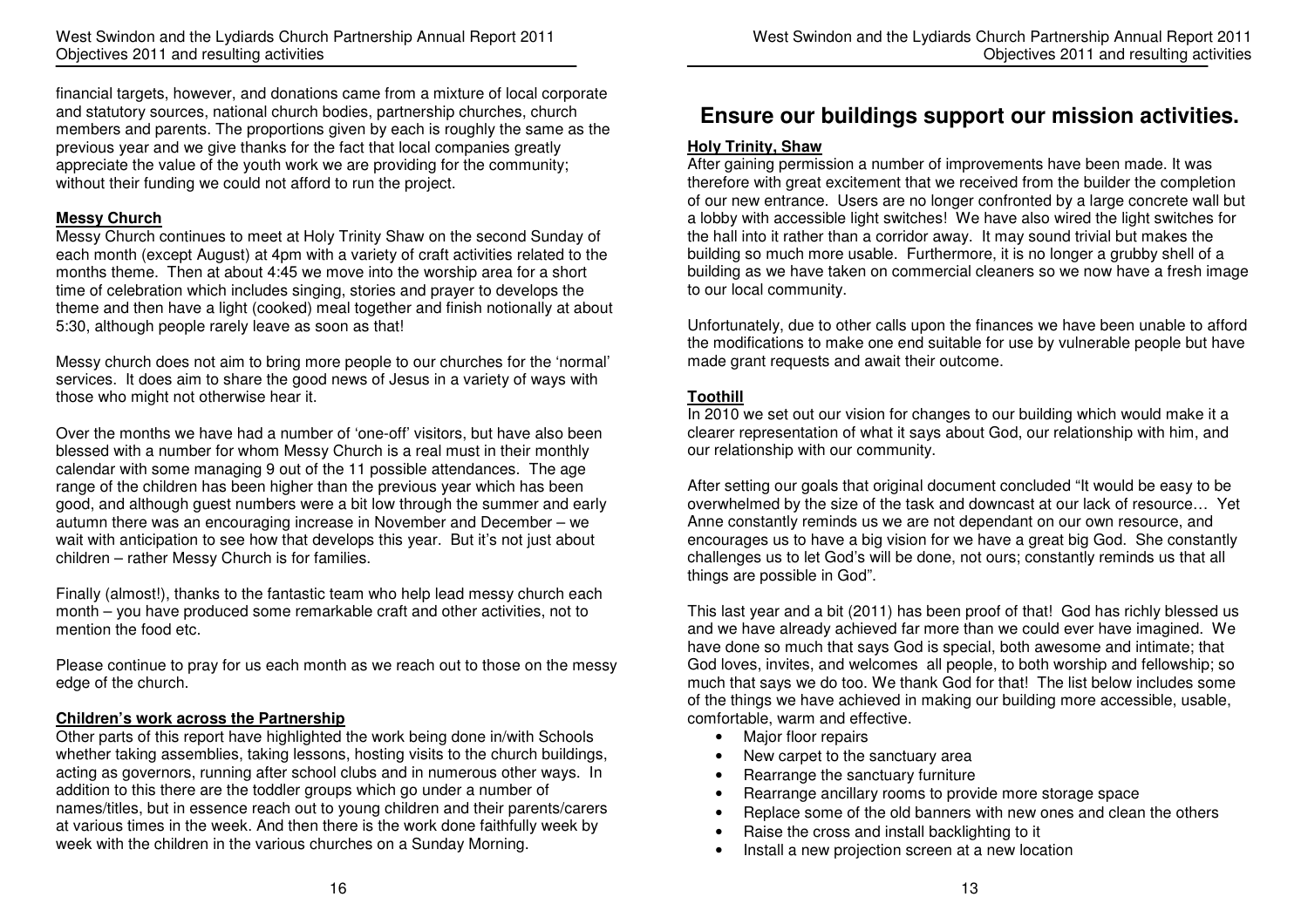financial targets, however, and donations came from a mixture of local corporate and statutory sources, national church bodies, partnership churches, church members and parents. The proportions given by each is roughly the same as the previous year and we give thanks for the fact that local companies greatly appreciate the value of the youth work we are providing for the community; without their funding we could not afford to run the project.

**Messy Church**

Messy Church continues to meet at Holy Trinity Shaw on the second Sunday of each month (except August) at 4pm with a variety of craft activities related to the months theme. Then at about 4:45 we move into the worship area for a short time of celebration which includes singing, stories and prayer to develops the theme and then have a light (cooked) meal together and finish notionally at about 5:30, although people rarely leave as soon as that!

Messy church does not aim to bring more people to our churches for the 'normal' services. It does aim to share the good news of Jesus in a variety of ways with those who might not otherwise hear it.

Over the months we have had a number of 'one-off' visitors, but have also been blessed with a number for whom Messy Church is a real must in their monthly calendar with some managing 9 out of the 11 possible attendances. The age range of the children has been higher than the previous year which has been good, and although guest numbers were a bit low through the summer and early autumn there was an encouraging increase in November and December – we wait with anticipation to see how that develops this year. But it's not just about children – rather Messy Church is for families.

Finally (almost!), thanks to the fantastic team who help lead messy church each month – you have produced some remarkable craft and other activities, not to mention the food etc.

Please continue to pray for us each month as we reach out to those on the messy edge of the church.

**Children's work across the Partnership**

Other parts of this report have highlighted the work being done in/with Schools whether taking assemblies, taking lessons, hosting visits to the church buildings, acting as governors, running after school clubs and in numerous other ways. In addition to this there are the toddler groups which go under a number of names/titles, but in essence reach out to young children and their parents/carers at various times in the week. And then there is the work done faithfully week by week with the children in the various churches on a Sunday Morning.

# Ensure our buildings support our mission activities.

**Holy Trinity, Shaw**

After gaining permission a number of improvements have been made. It was therefore with great excitement that we received from the builder the completion of our new entrance. Users are no longer confronted by a large concrete wall but a lobby with accessible light switches! We have also wired the light switches for the hall into it rather than a corridor away. It may sound trivial but makes the building so much more usable. Furthermore, it is no longer a grubby shell of a building as we have taken on commercial cleaners so we now have a fresh image to our local community.

Unfortunately, due to other calls upon the finances we have been unable to afford the modifications to make one end suitable for use by vulnerable people but have made grant requests and await their outcome.

**Toothill**

In 2010 we set out our vision for changes to our building which would make it a clearer representation of what it says about God, our relationship with him, and our relationship with our community.

After setting our goals that original document concluded "It would be easy to be overwhelmed by the size of the task and downcast at our lack of resource… Yet Anne constantly reminds us we are not dependant on our own resource, and encourages us to have a big vision for we have a great big God. She constantly challenges us to let God's will be done, not ours; constantly reminds us that all things are possible in God".

This last year and a bit (2011) has been proof of that! God has richly blessed us and we have already achieved far more than we could ever have imagined. We have done so much that says God is special, both awesome and intimate; that God loves, invites, and welcomes all people, to both worship and fellowship; so much that says we do too. We thank God for that! The list below includes some of the things we have achieved in making our building more accessible, usable, comfortable, warm and effective.

- Major floor repairs
- New carpet to the sanctuary area
- Rearrange the sanctuary furniture
- Rearrange ancillary rooms to provide more storage space
- Replace some of the old banners with new ones and clean the others
- Raise the cross and install backlighting to it
- Install a new projection screen at a new location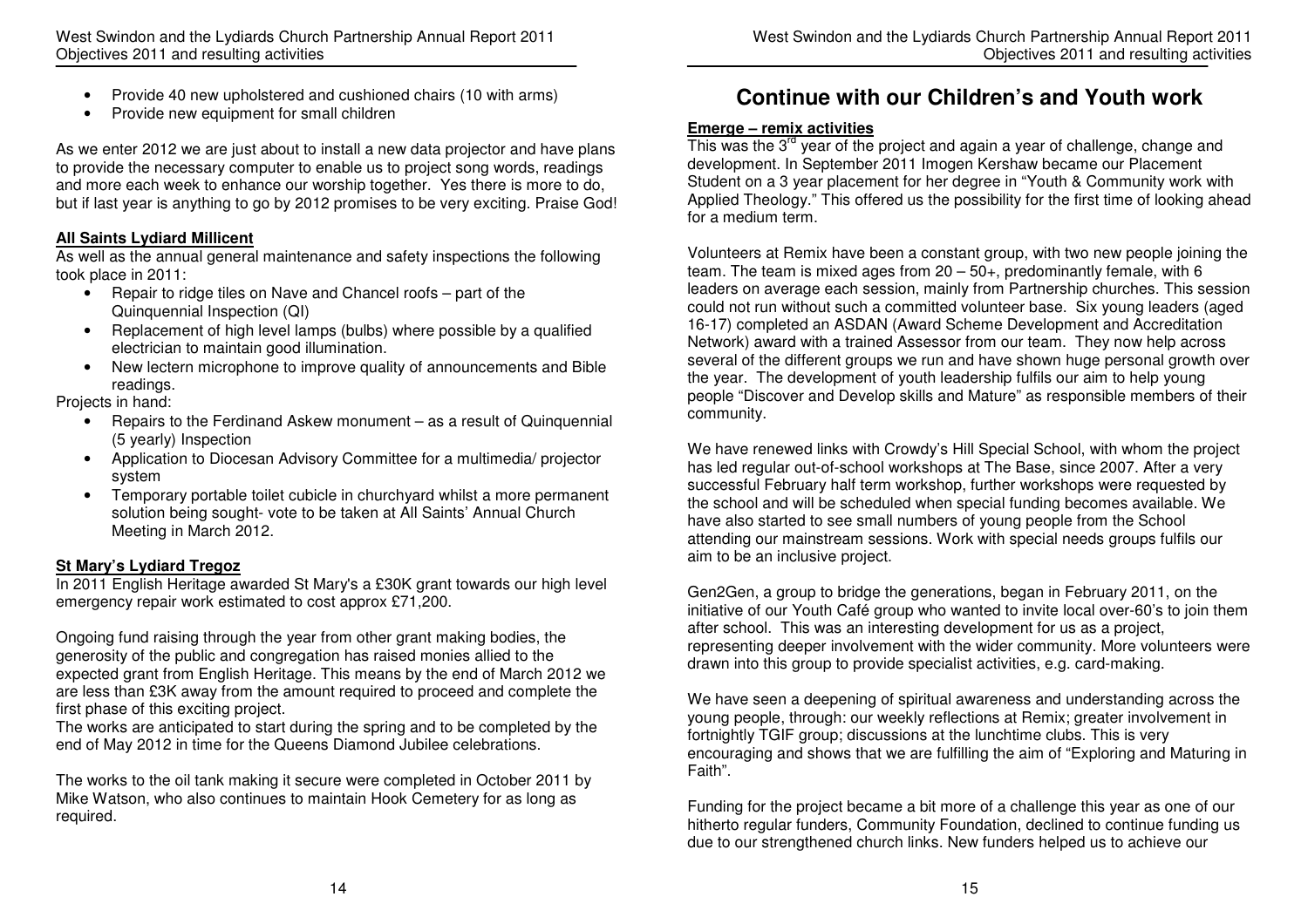- Provide 40 new upholstered and cushioned chairs (10 with arms)
- Provide new equipment for small children

As we enter 2012 we are just about to install a new data projector and have plans to provide the necessary computer to enable us to project song words, readings and more each week to enhance our worship together. Yes there is more to do, but if last year is anything to go by 2012 promises to be very exciting. Praise God!

**All Saints Lydiard Millicent**

As well as the annual general maintenance and safety inspections the following took place in 2011:

- Repair to ridge tiles on Nave and Chancel roofs – part of the Quinquennial Inspection (QI)
- Replacement of high level lamps (bulbs) where possible by a qualified electrician to maintain good illumination.
- New lectern microphone to improve quality of announcements and Bible readings.

Projects in hand:

- Repairs to the Ferdinand Askew monument – as a result of Quinquennial (5 yearly) Inspection
- Application to Diocesan Advisory Committee for a multimedia/ projector system
- Temporary portable toilet cubicle in churchyard whilst a more permanent solution being sought- vote to be taken at All Saints' Annual Church Meeting in March 2012.

**St Mary's Lydiard Tregoz**

In 2011 English Heritage awarded St Mary's a £30K grant towards our high level emergency repair work estimated to cost approx £71,200.

Ongoing fund raising through the year from other grant making bodies, the generosity of the public and congregation has raised monies allied to the expected grant from English Heritage. This means by the end of March 2012 we are less than £3K away from the amount required to proceed and complete the first phase of this exciting project.

The works are anticipated to start during the spring and to be completed by the end of May 2012 in time for the Queens Diamond Jubilee celebrations.

The works to the oil tank making it secure were completed in October 2011 by Mike Watson, who also continues to maintain Hook Cemetery for as long as required.

# Continue with our Children's and Youth work

**Emerge – remix activities**

This was the 3rd year of the project and again a year of challenge, change and development. In September 2011 Imogen Kershaw became our Placement Student on a 3 year placement for her degree in "Youth & Community work with Applied Theology." This offered us the possibility for the first time of looking ahead for a medium term.

Volunteers at Remix have been a constant group, with two new people joining the team. The team is mixed ages from 20 – 50+, predominantly female, with 6 leaders on average each session, mainly from Partnership churches. This session could not run without such a committed volunteer base. Six young leaders (aged 16-17) completed an ASDAN (Award Scheme Development and Accreditation Network) award with a trained Assessor from our team. They now help across several of the different groups we run and have shown huge personal growth over the year. The development of youth leadership fulfils our aim to help young people "Discover and Develop skills and Mature" as responsible members of their community.

We have renewed links with Crowdy's Hill Special School, with whom the project has led regular out-of-school workshops at The Base, since 2007. After a very successful February half term workshop, further workshops were requested by the school and will be scheduled when special funding becomes available. We have also started to see small numbers of young people from the School attending our mainstream sessions. Work with special needs groups fulfils our aim to be an inclusive project.

Gen2Gen, a group to bridge the generations, began in February 2011, on the initiative of our Youth Café group who wanted to invite local over-60's to join them after school. This was an interesting development for us as a project, representing deeper involvement with the wider community. More volunteers were drawn into this group to provide specialist activities, e.g. card-making.

We have seen a deepening of spiritual awareness and understanding across the young people, through: our weekly reflections at Remix; greater involvement in fortnightly TGIF group; discussions at the lunchtime clubs. This is very encouraging and shows that we are fulfilling the aim of "Exploring and Maturing in Faith".

Funding for the project became a bit more of a challenge this year as one of our hitherto regular funders, Community Foundation, declined to continue funding us due to our strengthened church links. New funders helped us to achieve our